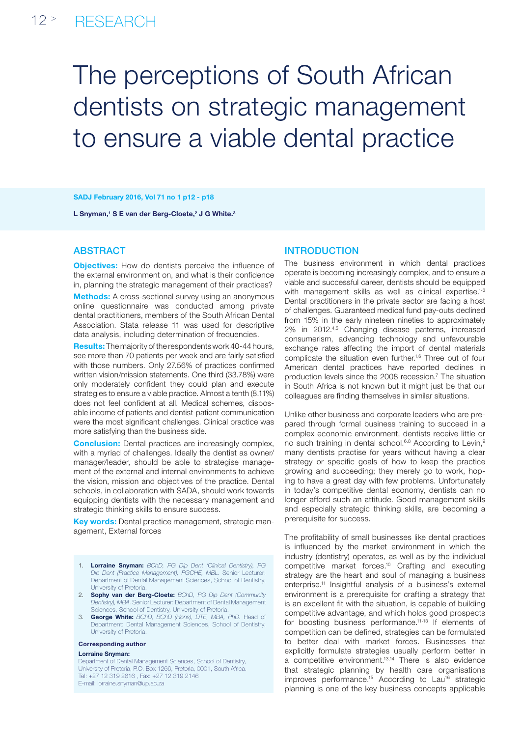# The perceptions of South African dentists on strategic management to ensure a viable dental practice

L Snyman,[1] S E van der Berg-Cloete,[2] J G White.[3]

## ABSTRACT

**Objectives:** How do dentists perceive the influence of the external environment on, and what is their confidence in, planning the strategic management of their practices?

**Methods:** A cross-sectional survey using an anonymous online questionnaire was conducted among private dental practitioners, members of the South African Dental Association. Stata release 11 was used for descriptive data analysis, including determination of frequencies.

**Results:** The majority of the respondents work 40-44 hours, see more than 70 patients per week and are fairly satisfied with those numbers. Only 27.56% of practices confirmed written vision/mission statements. One third (33.78%) were only moderately confident they could plan and execute strategies to ensure a viable practice. Almost a tenth (8.11%) does not feel confident at all. Medical schemes, disposable income of patients and dentist-patient communication were the most significant challenges. Clinical practice was more satisfying than the business side.

**Conclusion:** Dental practices are increasingly complex, with a myriad of challenges. Ideally the dentist as owner/manager/leader, should be able to strategise management of the external and internal environments to achieve the vision, mission and objectives of the practice. Dental schools, in collaboration with SADA, should work towards equipping dentists with the necessary management and strategic thinking skills to ensure success.

**Key words:** Dental practice management, strategic management, External forces

1. **Lorraine Snyman:** *BChD, PG Dip Dent (Clinical Dentistry), PG Dip Dent (Practice Management), PGCHE, MBL.* Senior Lecturer: Department of Dental Management Sciences, School of Dentistry, University of Pretoria.
2. **Sophy van der Berg-Cloete:** *BChD, PG Dip Dent (Community Dentistry), MBA.* Senior Lecturer: Department of Dental Management Sciences, School of Dentistry, University of Pretoria.
3. **George White:** *BChD, BChD (Hons), DTE, MBA, PhD.* Head of Department: Dental Management Sciences, School of Dentistry, University of Pretoria.

**Corresponding author**

**Lorraine Snyman:**
Department of Dental Management Sciences, School of Dentistry, University of Pretoria, P.O. Box 1266, Pretoria, 0001, South Africa.
Tel: +27 12 319 2616 , Fax: +27 12 319 2146
E-mail: lorraine.snyman@up.ac.za

## INTRODUCTION

The business environment in which dental practices operate is becoming increasingly complex, and to ensure a viable and successful career, dentists should be equipped with management skills as well as clinical expertise.[1-3] Dental practitioners in the private sector are facing a host of challenges. Guaranteed medical fund pay-outs declined from 15% in the early nineteen nineties to approximately 2% in 2012.[4,5] Changing disease patterns, increased consumerism, advancing technology and unfavourable exchange rates affecting the import of dental materials complicate the situation even further.[1,6] Three out of four American dental practices have reported declines in production levels since the 2008 recession.[7] The situation in South Africa is not known but it might just be that our colleagues are finding themselves in similar situations.

Unlike other business and corporate leaders who are prepared through formal business training to succeed in a complex economic environment, dentists receive little or no such training in dental school.[6,8] According to Levin,[9] many dentists practise for years without having a clear strategy or specific goals of how to keep the practice growing and succeeding; they merely go to work, hoping to have a great day with few problems. Unfortunately in today's competitive dental economy, dentists can no longer afford such an attitude. Good management skills and especially strategic thinking skills, are becoming a prerequisite for success.

The profitability of small businesses like dental practices is influenced by the market environment in which the industry (dentistry) operates, as well as by the individual competitive market forces.[10] Crafting and executing strategy are the heart and soul of managing a business enterprise.[11] Insightful analysis of a business's external environment is a prerequisite for crafting a strategy that is an excellent fit with the situation, is capable of building competitive advantage, and which holds good prospects for boosting business performance.[11-13] If elements of competition can be defined, strategies can be formulated to better deal with market forces. Businesses that explicitly formulate strategies usually perform better in a competitive environment.[13,14] There is also evidence that strategic planning by health care organisations improves performance.[15] According to Lau[16] strategic planning is one of the key business concepts applicable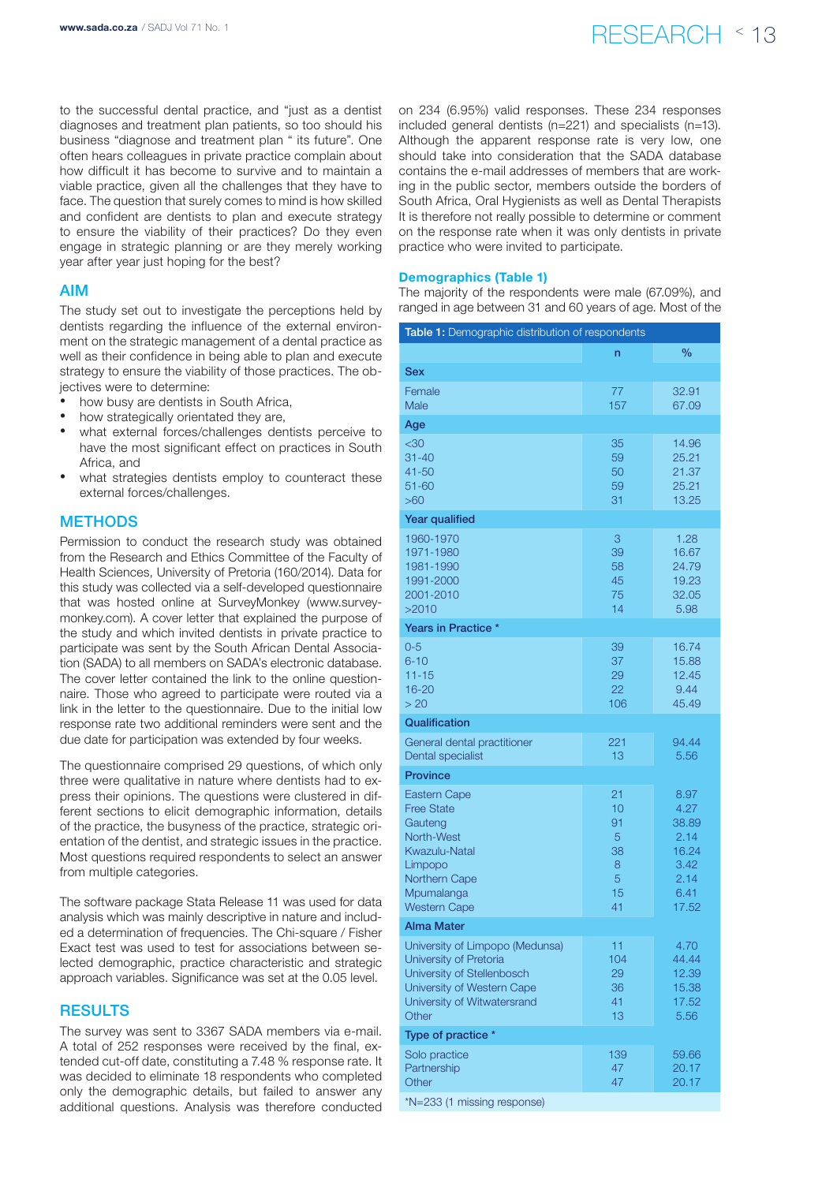to the successful dental practice, and "just as a dentist diagnoses and treatment plan patients, so too should his business "diagnose and treatment plan " its future". One often hears colleagues in private practice complain about how difficult it has become to survive and to maintain a viable practice, given all the challenges that they have to face. The question that surely comes to mind is how skilled and confident are dentists to plan and execute strategy to ensure the viability of their practices? Do they even engage in strategic planning or are they merely working year after year just hoping for the best?

## AIM

The study set out to investigate the perceptions held by dentists regarding the influence of the external environment on the strategic management of a dental practice as well as their confidence in being able to plan and execute strategy to ensure the viability of those practices. The objectives were to determine:

- how busy are dentists in South Africa,
- how strategically orientated they are,
- what external forces/challenges dentists perceive to have the most significant effect on practices in South Africa, and
- what strategies dentists employ to counteract these external forces/challenges.

## METHODS

Permission to conduct the research study was obtained from the Research and Ethics Committee of the Faculty of Health Sciences, University of Pretoria (160/2014). Data for this study was collected via a self-developed questionnaire that was hosted online at SurveyMonkey (www.surveymonkey.com). A cover letter that explained the purpose of the study and which invited dentists in private practice to participate was sent by the South African Dental Association (SADA) to all members on SADA's electronic database. The cover letter contained the link to the online questionnaire. Those who agreed to participate were routed via a link in the letter to the questionnaire. Due to the initial low response rate two additional reminders were sent and the due date for participation was extended by four weeks.

The questionnaire comprised 29 questions, of which only three were qualitative in nature where dentists had to express their opinions. The questions were clustered in different sections to elicit demographic information, details of the practice, the busyness of the practice, strategic orientation of the dentist, and strategic issues in the practice. Most questions required respondents to select an answer from multiple categories.

The software package Stata Release 11 was used for data analysis which was mainly descriptive in nature and included a determination of frequencies. The Chi-square / Fisher Exact test was used to test for associations between selected demographic, practice characteristic and strategic approach variables. Significance was set at the 0.05 level.

## RESULTS

The survey was sent to 3367 SADA members via e-mail. A total of 252 responses were received by the final, extended cut-off date, constituting a 7.48 % response rate. It was decided to eliminate 18 respondents who completed only the demographic details, but failed to answer any additional questions. Analysis was therefore conducted on 234 (6.95%) valid responses. These 234 responses included general dentists (n=221) and specialists (n=13). Although the apparent response rate is very low, one should take into consideration that the SADA database contains the e-mail addresses of members that are working in the public sector, members outside the borders of South Africa, Oral Hygienists as well as Dental Therapists It is therefore not really possible to determine or comment on the response rate when it was only dentists in private practice who were invited to participate.

### Demographics (Table 1)

The majority of the respondents were male (67.09%), and ranged in age between 31 and 60 years of age. Most of the

**Table 1:** Demographic distribution of respondents

| | n | % |
|---|---|---|
| **Sex** | | |
| Female | 77 | 32.91 |
| Male | 157 | 67.09 |
| **Age** | | |
| <30 | 35 | 14.96 |
| 31-40 | 59 | 25.21 |
| 41-50 | 50 | 21.37 |
| 51-60 | 59 | 25.21 |
| >60 | 31 | 13.25 |
| **Year qualified** | | |
| 1960-1970 | 3 | 1.28 |
| 1971-1980 | 39 | 16.67 |
| 1981-1990 | 58 | 24.79 |
| 1991-2000 | 45 | 19.23 |
| 2001-2010 | 75 | 32.05 |
| >2010 | 14 | 5.98 |
| **Years in Practice \*** | | |
| 0-5 | 39 | 16.74 |
| 6-10 | 37 | 15.88 |
| 11-15 | 29 | 12.45 |
| 16-20 | 22 | 9.44 |
| > 20 | 106 | 45.49 |
| **Qualification** | | |
| General dental practitioner | 221 | 94.44 |
| Dental specialist | 13 | 5.56 |
| **Province** | | |
| Eastern Cape | 21 | 8.97 |
| Free State | 10 | 4.27 |
| Gauteng | 91 | 38.89 |
| North-West | 5 | 2.14 |
| Kwazulu-Natal | 38 | 16.24 |
| Limpopo | 8 | 3.42 |
| Northern Cape | 5 | 2.14 |
| Mpumalanga | 15 | 6.41 |
| Western Cape | 41 | 17.52 |
| **Alma Mater** | | |
| University of Limpopo (Medunsa) | 11 | 4.70 |
| University of Pretoria | 104 | 44.44 |
| University of Stellenbosch | 29 | 12.39 |
| University of Western Cape | 36 | 15.38 |
| University of Witwatersrand | 41 | 17.52 |
| Other | 13 | 5.56 |
| **Type of practice \*** | | |
| Solo practice | 139 | 59.66 |
| Partnership | 47 | 20.17 |
| Other | 47 | 20.17 |

*N=233 (1 missing response)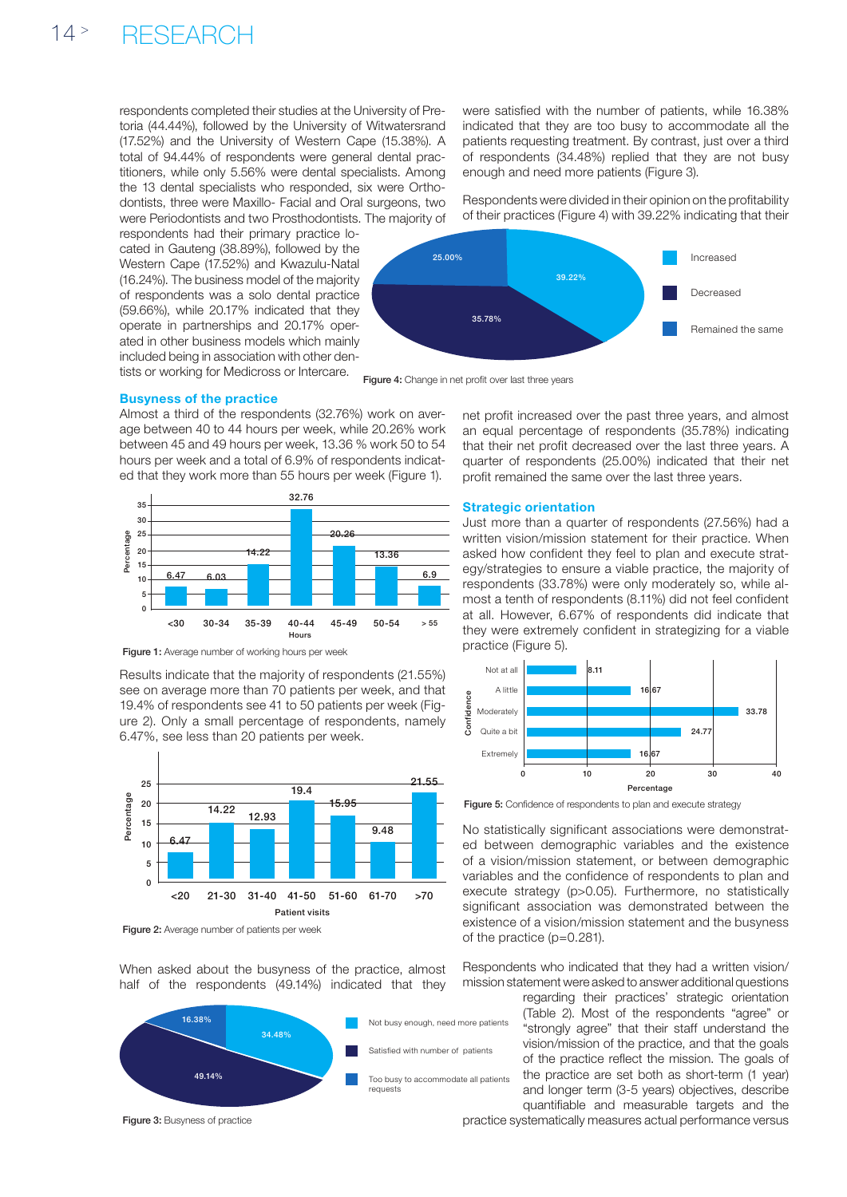respondents completed their studies at the University of Pretoria (44.44%), followed by the University of Witwatersrand (17.52%) and the University of Western Cape (15.38%). A total of 94.44% of respondents were general dental practitioners, while only 5.56% were dental specialists. Among the 13 dental specialists who responded, six were Orthodontists, three were Maxillo- Facial and Oral surgeons, two were Periodontists and two Prosthodontists. The majority of respondents had their primary practice located in Gauteng (38.89%), followed by the Western Cape (17.52%) and Kwazulu-Natal (16.24%). The business model of the majority of respondents was a solo dental practice (59.66%), while 20.17% indicated that they operate in partnerships and 20.17% operated in other business models which mainly included being in association with other dentists or working for Medicross or Intercare.

## Busyness of the practice

Almost a third of the respondents (32.76%) work on average between 40 to 44 hours per week, while 20.26% work between 45 and 49 hours per week, 13.36 % work 50 to 54 hours per week and a total of 6.9% of respondents indicated that they work more than 55 hours per week (Figure 1).

| Hours | Percentage |
|---|---|
| <30 | 6.47 |
| 30-34 | 6.03 |
| 35-39 | 14.22 |
| 40-44 | 32.76 |
| 45-49 | 20.26 |
| 50-54 | 13.36 |
| > 55 | 6.9 |

**Figure 1:** Average number of working hours per week

Results indicate that the majority of respondents (21.55%) see on average more than 70 patients per week, and that 19.4% of respondents see 41 to 50 patients per week (Figure 2). Only a small percentage of respondents, namely 6.47%, see less than 20 patients per week.

| Patient visits | Percentage |
|---|---|
| <20 | 6.47 |
| 21-30 | 14.22 |
| 31-40 | 12.93 |
| 41-50 | 19.4 |
| 51-60 | 15.95 |
| 61-70 | 9.48 |
| >70 | 21.55 |

**Figure 2:** Average number of patients per week

When asked about the busyness of the practice, almost half of the respondents (49.14%) indicated that they were satisfied with the number of patients, while 16.38% indicated that they are too busy to accommodate all the patients requesting treatment. By contrast, just over a third of respondents (34.48%) replied that they are not busy enough and need more patients (Figure 3).

| Busyness | Percentage |
|---|---|
| Not busy enough, need more patients | 34.48% |
| Satisfied with number of patients | 49.14% |
| Too busy to accommodate all patients requests | 16.38% |

**Figure 3:** Busyness of practice

Respondents were divided in their opinion on the profitability of their practices (Figure 4) with 39.22% indicating that their net profit increased over the past three years, and almost an equal percentage of respondents (35.78%) indicating that their net profit decreased over the last three years. A quarter of respondents (25.00%) indicated that their net profit remained the same over the last three years.

| Change in net profit | Percentage |
|---|---|
| Increased | 39.22% |
| Decreased | 35.78% |
| Remained the same | 25.00% |

**Figure 4:** Change in net profit over last three years

## Strategic orientation

Just more than a quarter of respondents (27.56%) had a written vision/mission statement for their practice. When asked how confident they feel to plan and execute strategy/strategies to ensure a viable practice, the majority of respondents (33.78%) were only moderately so, while almost a tenth of respondents (8.11%) did not feel confident at all. However, 6.67% of respondents did indicate that they were extremely confident in strategizing for a viable practice (Figure 5).

| Confidence | Percentage |
|---|---|
| Not at all | 8.11 |
| A little | 16.67 |
| Moderately | 33.78 |
| Quite a bit | 24.77 |
| Extremely | 16.67 |

**Figure 5:** Confidence of respondents to plan and execute strategy

No statistically significant associations were demonstrated between demographic variables and the existence of a vision/mission statement, or between demographic variables and the confidence of respondents to plan and execute strategy ($p>0.05$). Furthermore, no statistically significant association was demonstrated between the existence of a vision/mission statement and the busyness of the practice ($p=0.281$).

Respondents who indicated that they had a written vision/mission statement were asked to answer additional questions regarding their practices' strategic orientation (Table 2). Most of the respondents "agree" or "strongly agree" that their staff understand the vision/mission of the practice, and that the goals of the practice reflect the mission. The goals of the practice are set both as short-term (1 year) and longer term (3-5 years) objectives, describe quantifiable and measurable targets and the practice systematically measures actual performance versus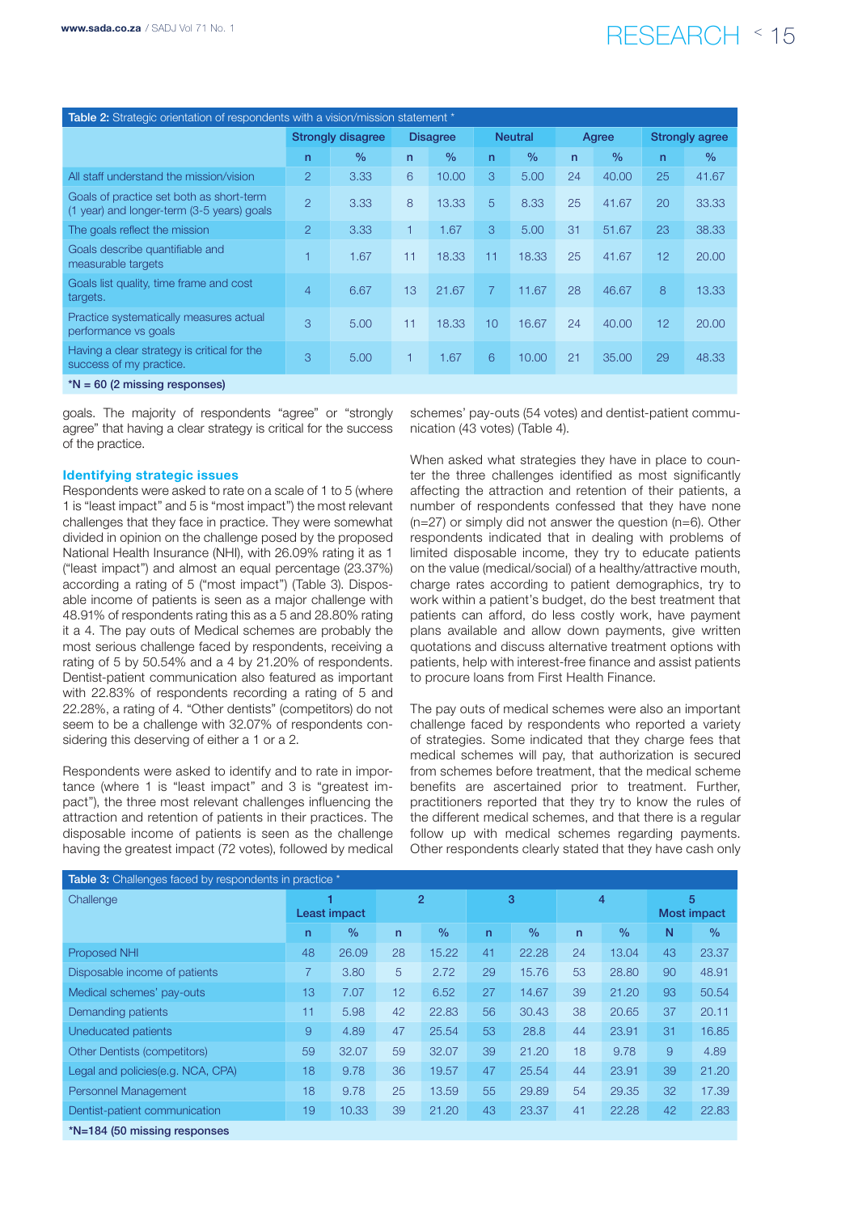**Table 2:** Strategic orientation of respondents with a vision/mission statement *

| | Strongly disagree | | Disagree | | Neutral | | Agree | | Strongly agree | |
|---|---|---|---|---|---|---|---|---|---|---|
| | n | % | n | % | n | % | n | % | n | % |
| All staff understand the mission/vision | 2 | 3.33 | 6 | 10.00 | 3 | 5.00 | 24 | 40.00 | 25 | 41.67 |
| Goals of practice set both as short-term (1 year) and longer-term (3-5 years) goals | 2 | 3.33 | 8 | 13.33 | 5 | 8.33 | 25 | 41.67 | 20 | 33.33 |
| The goals reflect the mission | 2 | 3.33 | 1 | 1.67 | 3 | 5.00 | 31 | 51.67 | 23 | 38.33 |
| Goals describe quantifiable and measurable targets | 1 | 1.67 | 11 | 18.33 | 11 | 18.33 | 25 | 41.67 | 12 | 20.00 |
| Goals list quality, time frame and cost targets. | 4 | 6.67 | 13 | 21.67 | 7 | 11.67 | 28 | 46.67 | 8 | 13.33 |
| Practice systematically measures actual performance vs goals | 3 | 5.00 | 11 | 18.33 | 10 | 16.67 | 24 | 40.00 | 12 | 20.00 |
| Having a clear strategy is critical for the success of my practice. | 3 | 5.00 | 1 | 1.67 | 6 | 10.00 | 21 | 35.00 | 29 | 48.33 |

*N = 60 (2 missing responses)

goals. The majority of respondents "agree" or "strongly agree" that having a clear strategy is critical for the success of the practice.

### Identifying strategic issues

Respondents were asked to rate on a scale of 1 to 5 (where 1 is "least impact" and 5 is "most impact") the most relevant challenges that they face in practice. They were somewhat divided in opinion on the challenge posed by the proposed National Health Insurance (NHI), with 26.09% rating it as 1 ("least impact") and almost an equal percentage (23.37%) according a rating of 5 ("most impact") (Table 3). Disposable income of patients is seen as a major challenge with 48.91% of respondents rating this as a 5 and 28.80% rating it a 4. The pay outs of Medical schemes are probably the most serious challenge faced by respondents, receiving a rating of 5 by 50.54% and a 4 by 21.20% of respondents. Dentist-patient communication also featured as important with 22.83% of respondents recording a rating of 5 and 22.28%, a rating of 4. "Other dentists" (competitors) do not seem to be a challenge with 32.07% of respondents considering this deserving of either a 1 or a 2.

Respondents were asked to identify and to rate in importance (where 1 is "least impact" and 3 is "greatest impact"), the three most relevant challenges influencing the attraction and retention of patients in their practices. The disposable income of patients is seen as the challenge having the greatest impact (72 votes), followed by medical schemes' pay-outs (54 votes) and dentist-patient communication (43 votes) (Table 4).

When asked what strategies they have in place to counter the three challenges identified as most significantly affecting the attraction and retention of their patients, a number of respondents confessed that they have none (n=27) or simply did not answer the question (n=6). Other respondents indicated that in dealing with problems of limited disposable income, they try to educate patients on the value (medical/social) of a healthy/attractive mouth, charge rates according to patient demographics, try to work within a patient's budget, do the best treatment that patients can afford, do less costly work, have payment plans available and allow down payments, give written quotations and discuss alternative treatment options with patients, help with interest-free finance and assist patients to procure loans from First Health Finance.

The pay outs of medical schemes were also an important challenge faced by respondents who reported a variety of strategies. Some indicated that they charge fees that medical schemes will pay, that authorization is secured from schemes before treatment, that the medical scheme benefits are ascertained prior to treatment. Further, practitioners reported that they try to know the rules of the different medical schemes, and that there is a regular follow up with medical schemes regarding payments. Other respondents clearly stated that they have cash only

**Table 3:** Challenges faced by respondents in practice *

| Challenge | 1 Least impact | | 2 | | 3 | | 4 | | 5 Most impact | |
|---|---|---|---|---|---|---|---|---|---|---|
| | n | % | n | % | n | % | n | % | N | % |
| Proposed NHI | 48 | 26.09 | 28 | 15.22 | 41 | 22.28 | 24 | 13.04 | 43 | 23.37 |
| Disposable income of patients | 7 | 3.80 | 5 | 2.72 | 29 | 15.76 | 53 | 28.80 | 90 | 48.91 |
| Medical schemes' pay-outs | 13 | 7.07 | 12 | 6.52 | 27 | 14.67 | 39 | 21.20 | 93 | 50.54 |
| Demanding patients | 11 | 5.98 | 42 | 22.83 | 56 | 30.43 | 38 | 20.65 | 37 | 20.11 |
| Uneducated patients | 9 | 4.89 | 47 | 25.54 | 53 | 28.8 | 44 | 23.91 | 31 | 16.85 |
| Other Dentists (competitors) | 59 | 32.07 | 59 | 32.07 | 39 | 21.20 | 18 | 9.78 | 9 | 4.89 |
| Legal and policies(e.g. NCA, CPA) | 18 | 9.78 | 36 | 19.57 | 47 | 25.54 | 44 | 23.91 | 39 | 21.20 |
| Personnel Management | 18 | 9.78 | 25 | 13.59 | 55 | 29.89 | 54 | 29.35 | 32 | 17.39 |
| Dentist-patient communication | 19 | 10.33 | 39 | 21.20 | 43 | 23.37 | 41 | 22.28 | 42 | 22.83 |

*N=184 (50 missing responses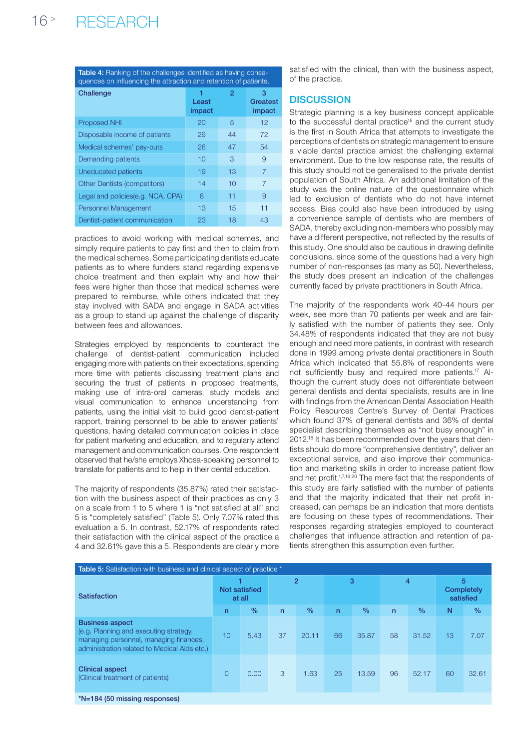**Table 4:** Ranking of the challenges identified as having consequences on influencing the attraction and retention of patients.

| Challenge | 1 Least impact | 2 | 3 Greatest impact |
|---|---|---|---|
| Proposed NHI | 20 | 5 | 12 |
| Disposable income of patients | 29 | 44 | 72 |
| Medical schemes' pay-outs | 26 | 47 | 54 |
| Demanding patients | 10 | 3 | 9 |
| Uneducated patients | 19 | 13 | 7 |
| Other Dentists (competitors) | 14 | 10 | 7 |
| Legal and policies(e.g. NCA, CPA) | 8 | 11 | 9 |
| Personnel Management | 13 | 15 | 11 |
| Dentist-patient communication | 23 | 18 | 43 |

practices to avoid working with medical schemes, and simply require patients to pay first and then to claim from the medical schemes. Some participating dentists educate patients as to where funders stand regarding expensive choice treatment and then explain why and how their fees were higher than those that medical schemes were prepared to reimburse, while others indicated that they stay involved with SADA and engage in SADA activities as a group to stand up against the challenge of disparity between fees and allowances.

Strategies employed by respondents to counteract the challenge of dentist-patient communication included engaging more with patients on their expectations, spending more time with patients discussing treatment plans and securing the trust of patients in proposed treatments, making use of intra-oral cameras, study models and visual communication to enhance understanding from patients, using the initial visit to build good dentist-patient rapport, training personnel to be able to answer patients' questions, having detailed communication policies in place for patient marketing and education, and to regularly attend management and communication courses. One respondent observed that he/she employs Xhosa-speaking personnel to translate for patients and to help in their dental education.

The majority of respondents (35.87%) rated their satisfaction with the business aspect of their practices as only 3 on a scale from 1 to 5 where 1 is "not satisfied at all" and 5 is "completely satisfied" (Table 5). Only 7.07% rated this evaluation a 5. In contrast, 52.17% of respondents rated their satisfaction with the clinical aspect of the practice a 4 and 32.61% gave this a 5. Respondents are clearly more satisfied with the clinical, than with the business aspect, of the practice.

## DISCUSSION

Strategic planning is a key business concept applicable to the successful dental practice[16] and the current study is the first in South Africa that attempts to investigate the perceptions of dentists on strategic management to ensure a viable dental practice amidst the challenging external environment. Due to the low response rate, the results of this study should not be generalised to the private dentist population of South Africa. An additional limitation of the study was the online nature of the questionnaire which led to exclusion of dentists who do not have internet access. Bias could also have been introduced by using a convenience sample of dentists who are members of SADA, thereby excluding non-members who possibly may have a different perspective, not reflected by the results of this study. One should also be cautious in drawing definite conclusions, since some of the questions had a very high number of non-responses (as many as 50). Nevertheless, the study does present an indication of the challenges currently faced by private practitioners in South Africa.

The majority of the respondents work 40-44 hours per week, see more than 70 patients per week and are fairly satisfied with the number of patients they see. Only 34.48% of respondents indicated that they are not busy enough and need more patients, in contrast with research done in 1999 among private dental practitioners in South Africa which indicated that 55.8% of respondents were not sufficiently busy and required more patients.[17] Although the current study does not differentiate between general dentists and dental specialists, results are in line with findings from the American Dental Association Health Policy Resources Centre's Survey of Dental Practices which found 37% of general dentists and 36% of dental specialist describing themselves as "not busy enough" in 2012.[18] It has been recommended over the years that dentists should do more "comprehensive dentistry", deliver an exceptional service, and also improve their communication and marketing skills in order to increase patient flow and net profit.[1,7,19,20] The mere fact that the respondents of this study are fairly satisfied with the number of patients and that the majority indicated that their net profit increased, can perhaps be an indication that more dentists are focusing on these types of recommendations. Their responses regarding strategies employed to counteract challenges that influence attraction and retention of patients strengthen this assumption even further.

**Table 5:** Satisfaction with business and clinical aspect of practice *

| Satisfaction | 1 Not satisfied at all | | 2 | | 3 | | 4 | | 5 Completely satisfied | |
|---|---|---|---|---|---|---|---|---|---|---|
| | n | % | n | % | n | % | n | % | N | % |
| **Business aspect** (e.g. Planning and executing strategy, managing personnel, managing finances, administration related to Medical Aids etc.) | 10 | 5.43 | 37 | 20.11 | 66 | 35.87 | 58 | 31.52 | 13 | 7.07 |
| **Clinical aspect** (Clinical treatment of patients) | 0 | 0.00 | 3 | 1.63 | 25 | 13.59 | 96 | 52.17 | 60 | 32.61 |

**\*N=184 (50 missing responses)**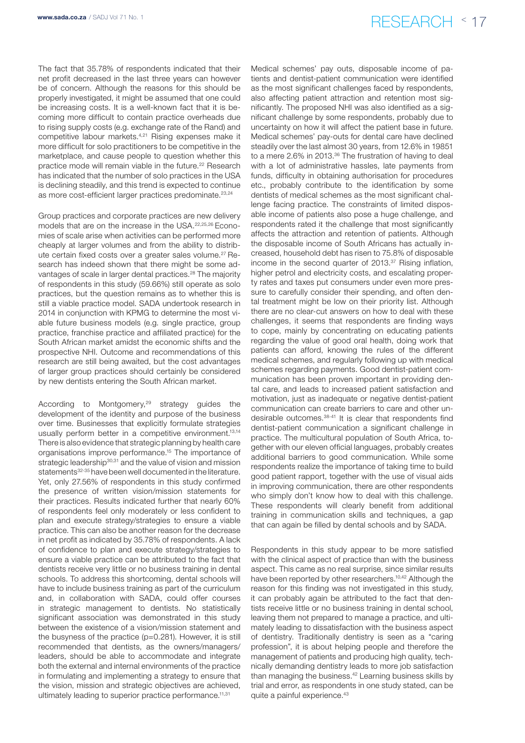The fact that 35.78% of respondents indicated that their net profit decreased in the last three years can however be of concern. Although the reasons for this should be properly investigated, it might be assumed that one could be increasing costs. It is a well-known fact that it is becoming more difficult to contain practice overheads due to rising supply costs (e.g. exchange rate of the Rand) and competitive labour markets.[4,21] Rising expenses make it more difficult for solo practitioners to be competitive in the marketplace, and cause people to question whether this practice mode will remain viable in the future.[22] Research has indicated that the number of solo practices in the USA is declining steadily, and this trend is expected to continue as more cost-efficient larger practices predominate.[23,24]

Group practices and corporate practices are new delivery models that are on the increase in the USA.[22,25,26] Economies of scale arise when activities can be performed more cheaply at larger volumes and from the ability to distribute certain fixed costs over a greater sales volume.[27] Research has indeed shown that there might be some advantages of scale in larger dental practices.[28] The majority of respondents in this study (59.66%) still operate as solo practices, but the question remains as to whether this is still a viable practice model. SADA undertook research in 2014 in conjunction with KPMG to determine the most viable future business models (e.g. single practice, group practice, franchise practice and affiliated practice) for the South African market amidst the economic shifts and the prospective NHI. Outcome and recommendations of this research are still being awaited, but the cost advantages of larger group practices should certainly be considered by new dentists entering the South African market.

According to Montgomery,[29] strategy guides the development of the identity and purpose of the business over time. Businesses that explicitly formulate strategies usually perform better in a competitive environment.[13,14] There is also evidence that strategic planning by health care organisations improve performance.[15] The importance of strategic leadership[30,31] and the value of vision and mission statements[32-35] have been well documented in the literature. Yet, only 27.56% of respondents in this study confirmed the presence of written vision/mission statements for their practices. Results indicated further that nearly 60% of respondents feel only moderately or less confident to plan and execute strategy/strategies to ensure a viable practice. This can also be another reason for the decrease in net profit as indicated by 35.78% of respondents. A lack of confidence to plan and execute strategy/strategies to ensure a viable practice can be attributed to the fact that dentists receive very little or no business training in dental schools. To address this shortcoming, dental schools will have to include business training as part of the curriculum and, in collaboration with SADA, could offer courses in strategic management to dentists. No statistically significant association was demonstrated in this study between the existence of a vision/mission statement and the busyness of the practice ($p=0.281$). However, it is still recommended that dentists, as the owners/managers/leaders, should be able to accommodate and integrate both the external and internal environments of the practice in formulating and implementing a strategy to ensure that the vision, mission and strategic objectives are achieved, ultimately leading to superior practice performance.[11,31]

Medical schemes' pay outs, disposable income of patients and dentist-patient communication were identified as the most significant challenges faced by respondents, also affecting patient attraction and retention most significantly. The proposed NHI was also identified as a significant challenge by some respondents, probably due to uncertainty on how it will affect the patient base in future. Medical schemes' pay-outs for dental care have declined steadily over the last almost 30 years, from 12.6% in 19851 to a mere 2.6% in 2013.[36] The frustration of having to deal with a lot of administrative hassles, late payments from funds, difficulty in obtaining authorisation for procedures etc., probably contribute to the identification by some dentists of medical schemes as the most significant challenge facing practice. The constraints of limited disposable income of patients also pose a huge challenge, and respondents rated it the challenge that most significantly affects the attraction and retention of patients. Although the disposable income of South Africans has actually increased, household debt has risen to 75.8% of disposable income in the second quarter of 2013.[37] Rising inflation, higher petrol and electricity costs, and escalating property rates and taxes put consumers under even more pressure to carefully consider their spending, and often dental treatment might be low on their priority list. Although there are no clear-cut answers on how to deal with these challenges, it seems that respondents are finding ways to cope, mainly by concentrating on educating patients regarding the value of good oral health, doing work that patients can afford, knowing the rules of the different medical schemes, and regularly following up with medical schemes regarding payments. Good dentist-patient communication has been proven important in providing dental care, and leads to increased patient satisfaction and motivation, just as inadequate or negative dentist-patient communication can create barriers to care and other undesirable outcomes.[38-41] It is clear that respondents find dentist-patient communication a significant challenge in practice. The multicultural population of South Africa, together with our eleven official languages, probably creates additional barriers to good communication. While some respondents realize the importance of taking time to build good patient rapport, together with the use of visual aids in improving communication, there are other respondents who simply don't know how to deal with this challenge. These respondents will clearly benefit from additional training in communication skills and techniques, a gap that can again be filled by dental schools and by SADA.

Respondents in this study appear to be more satisfied with the clinical aspect of practice than with the business aspect. This came as no real surprise, since similar results have been reported by other researchers.[10,42] Although the reason for this finding was not investigated in this study, it can probably again be attributed to the fact that dentists receive little or no business training in dental school, leaving them not prepared to manage a practice, and ultimately leading to dissatisfaction with the business aspect of dentistry. Traditionally dentistry is seen as a "caring profession", it is about helping people and therefore the management of patients and producing high quality, technically demanding dentistry leads to more job satisfaction than managing the business.[42] Learning business skills by trial and error, as respondents in one study stated, can be quite a painful experience.[43]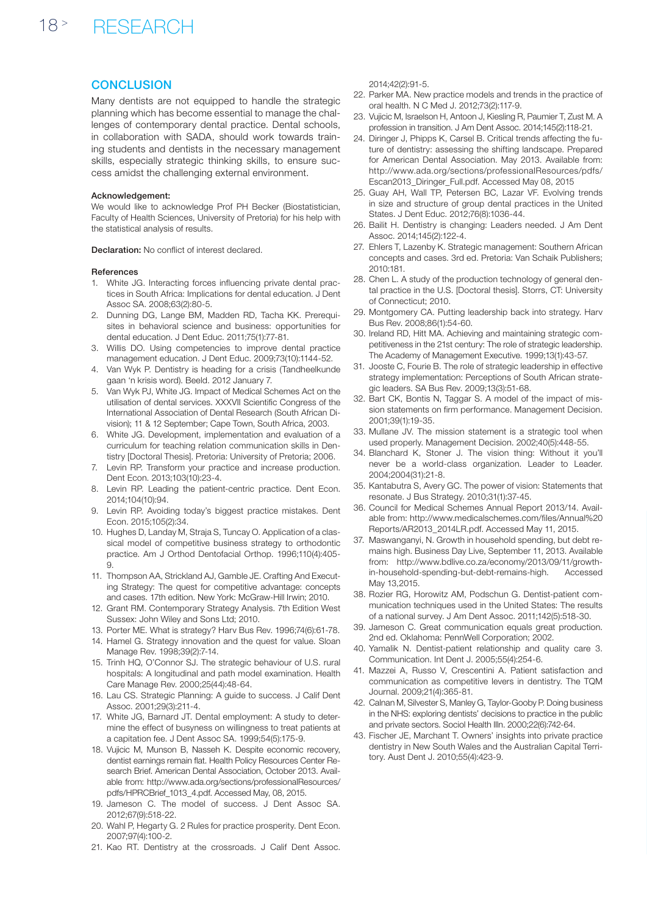## CONCLUSION

Many dentists are not equipped to handle the strategic planning which has become essential to manage the challenges of contemporary dental practice. Dental schools, in collaboration with SADA, should work towards training students and dentists in the necessary management skills, especially strategic thinking skills, to ensure success amidst the challenging external environment.

**Acknowledgement:**

We would like to acknowledge Prof PH Becker (Biostatistician, Faculty of Health Sciences, University of Pretoria) for his help with the statistical analysis of results.

**Declaration:** No conflict of interest declared.

**References**

1. White JG. Interacting forces influencing private dental practices in South Africa: Implications for dental education. J Dent Assoc SA. 2008;63(2):80-5.
2. Dunning DG, Lange BM, Madden RD, Tacha KK. Prerequisites in behavioral science and business: opportunities for dental education. J Dent Educ. 2011;75(1):77-81.
3. Willis DO. Using competencies to improve dental practice management education. J Dent Educ. 2009;73(10):1144-52.
4. Van Wyk P. Dentistry is heading for a crisis (Tandheelkunde gaan 'n krisis word). Beeld. 2012 January 7.
5. Van Wyk PJ, White JG. Impact of Medical Schemes Act on the utilisation of dental services. XXXVII Scientific Congress of the International Association of Dental Research (South African Division); 11 & 12 September; Cape Town, South Africa, 2003.
6. White JG. Development, implementation and evaluation of a curriculum for teaching relation communication skills in Dentistry [Doctoral Thesis]. Pretoria: University of Pretoria; 2006.
7. Levin RP. Transform your practice and increase production. Dent Econ. 2013;103(10):23-4.
8. Levin RP. Leading the patient-centric practice. Dent Econ. 2014;104(10):94.
9. Levin RP. Avoiding today's biggest practice mistakes. Dent Econ. 2015;105(2):34.
10. Hughes D, Landay M, Straja S, Tuncay O. Application of a classical model of competitive business strategy to orthodontic practice. Am J Orthod Dentofacial Orthop. 1996;110(4):405-9.
11. Thompson AA, Strickland AJ, Gamble JE. Crafting And Executing Strategy: The quest for competitive advantage: concepts and cases. 17th edition. New York: McGraw-Hill Irwin; 2010.
12. Grant RM. Contemporary Strategy Analysis. 7th Edition West Sussex: John Wiley and Sons Ltd; 2010.
13. Porter ME. What is strategy? Harv Bus Rev. 1996;74(6):61-78.
14. Hamel G. Strategy innovation and the quest for value. Sloan Manage Rev. 1998;39(2):7-14.
15. Trinh HQ, O'Connor SJ. The strategic behaviour of U.S. rural hospitals: A longitudinal and path model examination. Health Care Manage Rev. 2000;25(44):48-64.
16. Lau CS. Strategic Planning: A guide to success. J Calif Dent Assoc. 2001;29(3):211-4.
17. White JG, Barnard JT. Dental employment: A study to determine the effect of busyness on willingness to treat patients at a capitation fee. J Dent Assoc SA. 1999;54(5):175-9.
18. Vujicic M, Munson B, Nasseh K. Despite economic recovery, dentist earnings remain flat. Health Policy Resources Center Research Brief. American Dental Association, October 2013. Available from: http://www.ada.org/sections/professionalResources/pdfs/HPRCBrief_1013_4.pdf. Accessed May, 08, 2015.
19. Jameson C. The model of success. J Dent Assoc SA. 2012;67(9):518-22.
20. Wahl P, Hegarty G. 2 Rules for practice prosperity. Dent Econ. 2007;97(4):100-2.
21. Kao RT. Dentistry at the crossroads. J Calif Dent Assoc. 2014;42(2):91-5.
22. Parker MA. New practice models and trends in the practice of oral health. N C Med J. 2012;73(2):117-9.
23. Vujicic M, Israelson H, Antoon J, Kiesling R, Paumier T, Zust M. A profession in transition. J Am Dent Assoc. 2014;145(2):118-21.
24. Diringer J, Phipps K, Carsel B. Critical trends affecting the future of dentistry: assessing the shifting landscape. Prepared for American Dental Association. May 2013. Available from: http://www.ada.org/sections/professionalResources/pdfs/Escan2013_Diringer_Full.pdf. Accessed May 08, 2015
25. Guay AH, Wall TP, Petersen BC, Lazar VF. Evolving trends in size and structure of group dental practices in the United States. J Dent Educ. 2012;76(8):1036-44.
26. Bailit H. Dentistry is changing: Leaders needed. J Am Dent Assoc. 2014;145(2):122-4.
27. Ehlers T, Lazenby K. Strategic management: Southern African concepts and cases. 3rd ed. Pretoria: Van Schaik Publishers; 2010:181.
28. Chen L. A study of the production technology of general dental practice in the U.S. [Doctoral thesis]. Storrs, CT: University of Connecticut; 2010.
29. Montgomery CA. Putting leadership back into strategy. Harv Bus Rev. 2008;86(1):54-60.
30. Ireland RD, Hitt MA. Achieving and maintaining strategic competitiveness in the 21st century: The role of strategic leadership. The Academy of Management Executive. 1999;13(1):43-57.
31. Jooste C, Fourie B. The role of strategic leadership in effective strategy implementation: Perceptions of South African strategic leaders. SA Bus Rev. 2009;13(3):51-68.
32. Bart CK, Bontis N, Taggar S. A model of the impact of mission statements on firm performance. Management Decision. 2001;39(1):19-35.
33. Mullane JV. The mission statement is a strategic tool when used properly. Management Decision. 2002;40(5):448-55.
34. Blanchard K, Stoner J. The vision thing: Without it you'll never be a world-class organization. Leader to Leader. 2004;2004(31):21-8.
35. Kantabutra S, Avery GC. The power of vision: Statements that resonate. J Bus Strategy. 2010;31(1):37-45.
36. Council for Medical Schemes Annual Report 2013/14. Available from: http://www.medicalschemes.com/files/Annual%20Reports/AR2013_2014LR.pdf. Accessed May 11, 2015.
37. Maswanganyi, N. Growth in household spending, but debt remains high. Business Day Live, September 11, 2013. Available from: http://www.bdlive.co.za/economy/2013/09/11/growth-in-household-spending-but-debt-remains-high. Accessed May 13,2015.
38. Rozier RG, Horowitz AM, Podschun G. Dentist-patient communication techniques used in the United States: The results of a national survey. J Am Dent Assoc. 2011;142(5):518-30.
39. Jameson C. Great communication equals great production. 2nd ed. Oklahoma: PennWell Corporation; 2002.
40. Yamalik N. Dentist-patient relationship and quality care 3. Communication. Int Dent J. 2005;55(4):254-6.
41. Mazzei A, Russo V, Crescentini A. Patient satisfaction and communication as competitive levers in dentistry. The TQM Journal. 2009;21(4):365-81.
42. Calnan M, Silvester S, Manley G, Taylor-Gooby P. Doing business in the NHS: exploring dentists' decisions to practice in the public and private sectors. Sociol Health Illn. 2000;22(6):742-64.
43. Fischer JE, Marchant T. Owners' insights into private practice dentistry in New South Wales and the Australian Capital Territory. Aust Dent J. 2010;55(4):423-9.